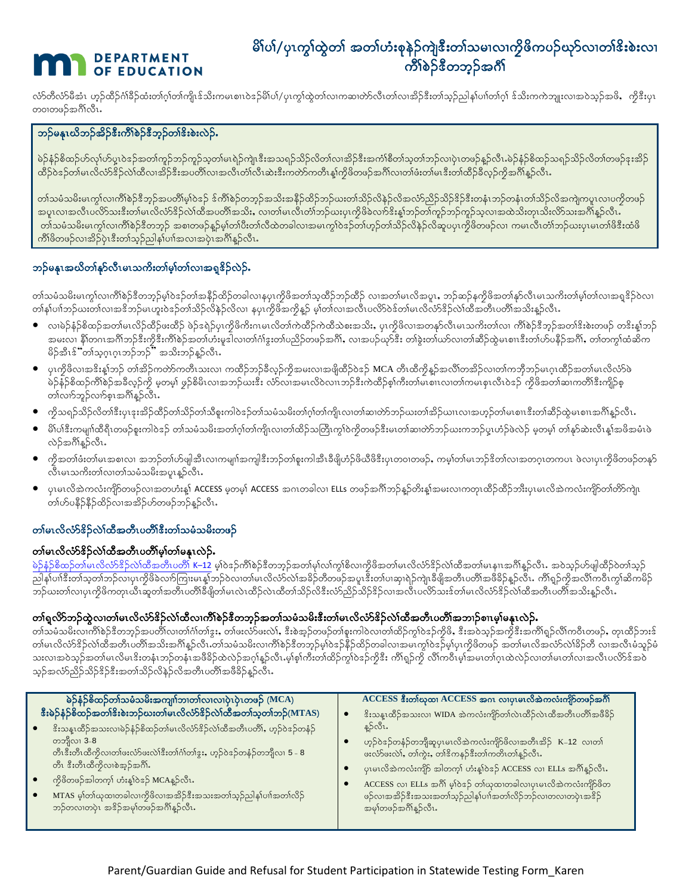# မိၢ်ပၢ်/ပှၤကွၢ်ထွဲတၢ် အတၢ်ဟံးစုနဲ၃်ကျဲဒီးတၢ်သမၢလၢကိုဖိကပ၃်ဃှ၃်လၢတၢ်ဒိးစဲးလၢ ကီၢ်စဲ၃်ဒီတဘှ၃်အဂီၢ်

DEPARTMENT OF EDUCATION

လံာ်တီလံာ်မီအံၤ ဟ့၃်ထိ၃်ဂံၢ်ခိ၃်ထံးတၢ်ဂ့ၢ်တၢ်ကျိၤ ဒ်သိးကမၤစၢၤဝဲ၃်မိၢ်ပၢ်/ပှၤကွၢ်ထွဲတၢ်လၢကဆၢတဲာ်လီၤတၢ်လၢအဒိ၃်ဒီးတၢ်သ့၃်ညါနၢ်ပၢၢ်တၢ်ဂ့ၢ် ဒ်သိးကကဲဘျုးလၢအဝဲသ့၃်အဖိ, ကိုဒီးပှၤတဝၢတဖ၃်အဂီၢ်လီၤ.

## ဘ၃်မနုၤယိဘ၃်အိ၃်ဒီးကီၢ်စဲ၃်ဒီဘှ၃်တၢ်ဒိးစဲးလဲ၃်.

မဲ၃်နံ၃်စိထ၃်ဟ်လှၢ်ဟ်ပှၤဝဲ၃်အတၢ်ကူ၃်ဘ၃်ကူ၃်သ့တၢ်မၤရဲ၃်ကျဲၤဒီးအသရ၃်သိ၃်လိတၢ်လၢအိ၃်ဒီးအကၢ်စီတၢ်သ့တၢ်ဘ၃်လၢပှဲၤတဖ၃်နူ၃်လီၤ.မဲ၃်နံ၃်စိထ၃်သရ၃်သိ၃်လိတၢ်တဖ၃်ဒုးအိ၃်ထိ၃်ဝဲ၃်တၢ်မၤလိလံာ်ဒိ၃်လဲၢ်ထီလၢအိ၃်ဒီးအပတီၢ်လၢအလီၤတံၢ်လီၤဆဲးဒီးကတဲာ်ကတီၤန့ၢ်ကိုဖိတဖ၃်အဂီၢ်လၢတၢ်ဖံးတၢ်မၤဒီးတၢ်ထိ၃်ခီလှ၃်ကိုအဂီၢ်နူ၃်လီၤ.

တၢ်သမံသမိးမၤကွၢ်လၢကီၢ်စဲ၃်ဒီဘှ၃်အပတီၢ်မှၢ်ဝဲ၃်ဒ၃် ဒ်ကီၢ်စဲ၃်တဘှ၃်အသိးအနီ၃်ထိ၃်ဘ၃်ဃးတၢ်သိ၃်လိနဲ၃်လိအလံာ်ညီ၃်သိ၃်ဒိ၃်ဒီးတနံၤဘ၃်တနံၤတၢ်သိ၃်လိအကျဲကပူၤလၢပကိုတဖ၃်အပူၤလၢအလီၤပယိာ်သးဒီးတၢ်မၤလိလံာ်ဒိ၃်လဲၢ်ထီအပတီၢ်အသိး, လၢတၢ်မၤလီၤတံၢ်ဘ၃်ဃးပှၤကိုဖိခဲလၢာ်ဒီးန့ၢ်ဘ၃်တၢ်ကူ၃်ဘ၃်ကူ၃်သ့လၢအထဲသိးတုၤသိးလိာ်သးအဂီၢ်နူ၃်လီၤ. တၢ်သမံသမိးမၤကွၢ်လၢကီၢ်စဲ၃်ဒီတဘှ၃် အစၢတဖ၃်နူ၃်မှၢ်တၢ်ပီးတၢ်လီထဲတခါလၢအမၤကွၢ်ဝဲ၃်တၢ်ဟ့၃်တၢ်သိ၃်လိနဲ၃်လိဆူပှၤကိုဖိတဖ၃်လၢ ကမၤလီၤတံၢ်ဘ၃်ဃးပှၤမၤတၢ်ဖိဒီးထံဖိကီၢ်ဖိတဖ၃်လၢအိ၃်ပှဲၤဒီးတၢ်သ့၃်ညါနၢ်ပၢၢ်အလၢအပှဲၤအဂီၢ်နူ၃်လီၤ.

## ဘ၃်မနုၤအယိတၢ်နှာ်လီၤမၤသကိးတၢ်မှၢ်တၢ်လၢအရှ၃်ဒိ၃်လဲ၃်.

တၢ်သမံသမိးမၤကွၢ်လၢကီၢ်စဲ၃်ဒီတဘှ၃်မှၢ်ဝဲ၃်တၢ်အနီ၃်ထိ၃်တခါလၢနပှၤကိုဖိအတၢ်သ့ထိ၃်ဘ၃်ထိ၃် လၢအတၢ်မၤလိအပူၤ, ဘ၃်ဆ၃်နကိုဖိအတၢ်နှာ်လီၤမၤသကိးတၢ်မှၢ်တၢ်လၢအရှ၃်ဒိ၃်ဝဲလၢတၢ်နၢ်ပၢၢ်ဘ၃်ဃးတၢ်လၢအဒ်ဘ၃်မၤဟူးဝဲ၃်တၢ်သိ၃်လိနဲ၃်လိလၢ နပှၤကိုဖိအကိုန့၃် မှၢ်တၢ်လၢအလီၤပလိာ်ဝဲ၃်တၢ်မၤလိလံာ်ဒိ၃်လဲၢ်ထီအတီၤပတီၢ်အသိးနူ၃်လီၤ.

- လၢမဲ၃်နံ၃်စိထ၃်အတၢ်မၤလိ၃်ထိ၃်ဖးထိ၃် ဖဲ၃်ဒရဲ၃်ပှၤကိုဖိကိးဂၤမၤလိတၢ်ကဲထိ၃်ကဲထိသဲစးအသိး, ပှၤကိုဖိလၢအတနာ်လီၤမၤသကိးတၢ်လၢ ကီၢ်စဲ၃်ဒီဘှ၃်အတၢ်ဒိးစဲးတဖ၃် တဒိးန့ၢ်ဘ၃်အမးလၢ နီၢ်တဂၤအဂီၢ်ဘ၃်ဒီးကိုဒီးကီၢ်စဲ၃်အတၢ်ဟံးစူးဝဲလၢတၢ်ဂံၢ်ဒွးတၢ်ပညိ၃်တဖ၃်အဂီၢ်, လၢအပ၃်ဃှ၃်ဒီး တၢ်ခွဲးတၢ်ယာ်လၢတၢ်ဆိ၃်ထွဲမၤစၢၤဒီးတၢ်ဟ်ပနီ၃်အဂီၢ်, တၢ်တက့ၢ်ထံဆိကမိ၃်အါဒ် "တၢ်သ့ဂ့ၤဂ့ၤဘ၃်ဘ၃်" အသိးဘ၃်နူ၃်လီၤ.
- ပှၤကိုဖိလၢအဒိးန့ၢ်ဘ၃် တၢ်ဆိ၃်ကတဲာ်ကတီၤသးလၢ ကထိ၃်ဘ၃်ခီလှ၃်ကိုအမးလၢအဖျိထိ၃်ဝဲ၃် MCA တီၤထီကို့၃်အလီၢ်တအိ၃်လၢတၢ်ကဘိဘ၃်မၤဂ့ၤထိ၃်အတၢ်မၤလိလံာ်မဲ၃်နံ၃်စိထ၃်ကီၢ်စဲ၃်အခီလှ၃်ကို မ့တမ့ၢ် ဖွ၃်စိမိၤလၢအဘ၃်ဃးဒီး လံာ်လၢအမၤလိဝဲလၢၤဘ၃်ဒိးကဲထိ၃်စ့ၢ်ကီးတၢ်မၤစၢၤလၢတၢ်ကမၤစုၤလီၤဝဲ၃် ကိုဖိအတၢ်ဆၢကတီၢ်ဒီးကျိ၃်စ့ တၢ်လၢာ်ဘှ၃်လၢာ်စ့ၤအဂီၢ်နူ၃်လီၤ.
- ကိုသရ၃်သိ၃်လိတၢ်ဒီးပှၤဒုးအိ၃်ထိ၃်တၢ်သိ၃်တၢ်သီစူးကါဝဲ၃်တၢ်သမံသမိးတၢ်ဂ့ၢ်တၢ်ကျိၤလၢတၢ်ဆၢတဲာ်ဘ၃်ဃးတၢ်အိ၃်ယၢၤလၢအဟ့၃်တၢ်မၤစၢၤဒီးတၢ်ဆိ၃်ထွဲမၤစၢၤအဂီၢ်နူ၃်လီၤ.
- မိၢ်ပၢ်ဒီးကမျၢၢ်ထီရိၤတဖ၃်စူးကါဝဲ၃် တၢ်သမံသမိးအတၢ်ဂ့ၢ်တၢ်ကျိၤလၢတၢ်ထိ၃်သတြီၤကွၢ်ဝဲ၃်ကိုတဖ၃်ဒီးမၤတၢ်ဆၢတဲာ်ဘ၃်ဃးကဘ၃်ပှ့ၤဟံ၃်ဖဲလဲ၃် မ့တမ့ၢ် တၢ်နှာ်ဆဲးလီၤန့ၢ်အဖိအမံၤဖဲလဲ၃်အဂီၢ်နူ၃်လီၤ.
- ကိုအတၢ်ဖံးတၢ်မၤစၢၤလၢ အဘ၃်တၢ်ဟ်ဖျါအီၤလၢကမျၢၢ်အကျါဒီးဘ၃်တၢ်စူးကါအီၤခီဖျိဟံ၃်ဖိယီဖိဒီးပှၤတဝၢတဖ၃်, ကမ့ၢ်တၢ်မၤဘ၃်ဒိတၢ်လၢအတဂ့ၤတကပၤ ဖဲလၢပှၤကိုဖိတဖ၃်တနာ်လီၤမၤသကိးတၢ်လၢတၢ်သမံသမိးအပူၤနူ၃်လီၤ.
- ပှၤမၤလိအဲကလံးကျိာ်တဖ၃်လၢအတဟံးန့ၢ် ACCESS မ့တမ့ၢ် ACCESS အဂၤတခါလၢ ELLs တဖ၃်အဂီၢ်ဘ၃်နူ၃်တိးန့ၢ်အမးလၢကတုၤထိ၃်ထိ၃်ဘးီးပှၤမၤလိအဲကလံးကျိာ်တၢ်တိာ်ကျဲတၢ်ဟ်ပနီ၃်နီ၃်ထိ၃်လၢအအိ၃်ဟ်တဖ၃်ဘ၃်နူ၃်လီၤ.

## တၢ်မၤလိလံာ်ဒိ၃်လဲၢ်ထီအတီၤပတီၢ်ဒီးတၢ်သမံသမိးတဖ၃်

### တၢ်မၤလိလံာ်ဒိ၃်လဲၢ်ထီအတီၤပတီၢ်မ့ၢ်တၢ်မနုၤလဲ၃်.

မဲ၃်နံ၃်စိထ၃်တၢ်မၤလိလံာ်ဒိ၃်လဲၢ်ထီအတီၤပတီၢ် K–12 မ့ၢ်ဝဲ၃်ကီၢ်စဲ၃်ဒီတဘှ၃်အတၢ်မှၢ်လၢ်ကွၢ်စိလၢကိုဖိအတၢ်မၤလိလံာ်ဒိ၃်လဲၢ်ထီအတၢ်မၤနၢၤအဂီၢ်နူ၃်လီၤ. အဝဲသ့၃်ဟ်ဖျါထိ၃်ဝဲတၢ်သ့၃်ညါနၢ်ပၢၢ်ဒီးတၢ်သ့တၢ်ဘ၃်လၢပှၤကိုဖိခဲလၢာ်ကြၢးမၤန့ၢ်ဘ၃်ဝဲလၢတၢ်မၤလိလံာ်လဲၢ်အခိ၃်တီတဖ၃်အပူၤဒီးတၢ်ပၢဆှၢရဲ၃်ကျဲၤခီဖျိအတီၤပတီၢ်အဖိခိ၃်နူ၃်လီၤ. ကီၢ်ရှ၃်ကို၃်အလီၢ်ကတီၤကွၢ်ဆိကမိ၃်ဘ၃်ဃးတၢ်လၢပှၤကိုဖိကတုၤယီၤဆူတၢ်အတီၤပတီၢ်ခီဖျိတၢ်မၤလဲၤထိ၃်လဲၤထိ၃်တၢ်သိ၃်လိဒီးလံာ်ညီ၃်သိ၃်ဒိ၃်လၢအလီၤပလိာ်သးဒ်တၢ်မၤလိလံာ်ဒိ၃်လဲၢ်ထီအတီၤပတီၢ်အသိးနူ၃်လီၤ.

### တၢ်ရှလိာ်ဘ၃်ထွဲလၢတၢ်မၤလိလံာ်ဒိ၃်လဲၢ်ထီလၢကီၢ်စဲ၃်ဒီတဘှ၃်အတၢ်သမံသမိးဒီးတၢ်မၤလိလံာ်ဒိ၃်လဲၢ်ထီအတီၤပတီၢ်အဘၢ၃်စၢၤမှၢ်မနုၤလဲ၃်.

တၢ်သမံသမိးလၢကီၢ်စဲ၃်ဒီတဘှ၃်အပတီၢ်လၢတၢ်ဂံၢ်တၢ်ဒွး, တၢ်ဖးလံာ်ဖးလဲၢ်, ဒီးစဲအှ၃်တဖ၃်တၢ်စူးကါဝဲလၢတၢ်ထိ၃်ကွၢ်ဝဲ၃်ကိုဖိ, ဒီးအဝဲသ့၃်အကိုဒီးအဂီၢ်ရှ၃်လိၢ်ကဝီၤတဖ၃်, တုၤထိ၃်ဘးဒ်တၢ်မၤလိလံာ်ဒိ၃်လဲၢ်ထီအတီၤပတီၢ်အသိးအဂီၢ်နူ၃်လီၤ.တၢ်သမံသမိးလၢကီၢ်စဲ၃်ဒီတဘှ၃်မ့ၢ်ဝဲ၃်နီ၃်ထိ၃်တခါလၢအမၤကွၢ်ဝဲ၃်မ့ၢ်ပှၤကိုဖိတဖ၃် အတၢ်မၤလိအလံာ်လဲၢ်ခိ၃်တိ လၢအလီၤမံသ့၃်မံသးလၢအဝဲသ့၃်အတၢ်မၤလိမၤဒိးတနံၤဘ၃်တနံၤအဖိခိ၃်ထဲလဲ၃်အဂ့ၢ်နူ၃်လီၤ.မှၢ်စ့ၢ်ကီးတၢ်ထိ၃်ကွၢ်ဝဲ၃်ကိုဒီး ကီၢ်ရှ၃်ကို လိၢ်ကဝီၤမှၢ်အမၤတၢ်ဂ့ၤထဲလဲ၃်လၢတၢ်မၤတၢ်လၢအလီၤပလိာ်ဒ်အဝဲသ့၃်အလံာ်ညီ၃်သိ၃်ဒိ၃်ဒီးအတၢ်သိ၃်လိနဲ၃်လိအတီၤပတီၢ်အဖိခိ၃်နူ၃်လီၤ.

| မဲ၃်နံ၃်စိထ၃်တၢ်သမံသမိးအကျၢၢ်ဘၢတၢ်လၢလၢပှဲၤပှဲၤတဖ၃် (MCA) ဒီးမဲ၃်နံ၃်စိထ၃်အတၢ်ဒိးစဲးဘ၃်ဃးတၢ်မၤလိလံာ်ဒိ၃်လဲၢ်ထီအတၢ်သ့တၢ်ဘ၃်(MTAS) | ACCESS ဒီးတၢ်ယုထၢ ACCESS အဂၤ လၢပှၤမၤလိအဲကလံးကျိာ်တဖ၃်အဂီၢ် |
|---|---|
| • ဒ်းသန့ၤထိ၃်အသးလၢမဲ၃်နံ၃်စိထ၃်တၢ်မၤလိလံာ်ဒိ၃်လဲၢ်ထီအတီၤပတီၢ်, ဟ့၃်ဝဲ၃်တနံ၃်တဘျီလၢ 3–8 တီၤဒီးတီၤထီကိုလၢတၢ်ဖးလံာ်ဖးလဲၢ်ဒီးတၢ်ဂံၢ်တၢ်ဒွး, ဟ့၃်ဝဲ၃်တနံ၃်တဘျီလၢ 5 - 8 တီၤ ဒီးတီၤထီကိုလၢစဲအှ၃်အဂီၢ်.<br>• ကိုဖိတဖ၃်အါတက့ၢ် ဟံးန့ၢ်ဝဲ၃် MCAနူ၃်လီၤ.<br>• MTAS မှၢ်တၢ်ယုထၢတခါလၢကိုဖိလၢအအိ၃်ဒီးအသးအတၢ်သ့၃်ညါနၢ်ပၢၢ်အတၢ်လိ၃်ဘ၃်တလၢတပှဲၤ အဒိ၃်အမှၢ်တဖ၃်အဂီၢ်နူ၃်လီၤ. | • ဒ်းသန့ၤထိ၃်အသးလၢ WIDA အဲကလံးကျိာ်တၢ်လဲၤထိ၃်လဲၤထီအတီၤပတီၢ်အဖိခိ၃်နူ၃်လီၤ.<br>• ဟ့၃်ဝဲ၃်တနံ၃်တဘျီဆူပှၤမၤလိအဲကလံးကျိာ်ဖိလၢအတီၤအိ၃် K–12 လၢတၢ်ဖးလံာ်ဖးလဲၢ်, တၢ်ကွဲး, တၢ်ဒိကနဲ၃်ဒီးတၢ်ကတိၤတၢ်နူ၃်လီၤ.<br>• ပှၤမၤလိအဲကလံးကျိာ် အါတက့ၢ် ဟံးန့ၢ်ဝဲ၃် ACCESS လၢ ELLs အဂီၢ်နူ၃်လီၤ.<br>• ACCESS လၢ ELLs အဂီၢ် မှၢ်ဝဲ၃် တၢ်ယုထၢတခါလၢပှၤမၤလိအဲကလံးကျိာ်ဖိတဖ၃်လၢအအိ၃်ဒီးအသးအတၢ်သ့၃်ညါနၢ်ပၢၢ်အတၢ်လိ၃်ဘ၃်လၢတလၢတပှဲၤအဒိ၃်အမှၢ်တဖ၃်အဂီၢ်နူ၃်လီၤ. |

Parent/Guardian Guide and Refusal for Student Participation in Statewide Testing Form_Karen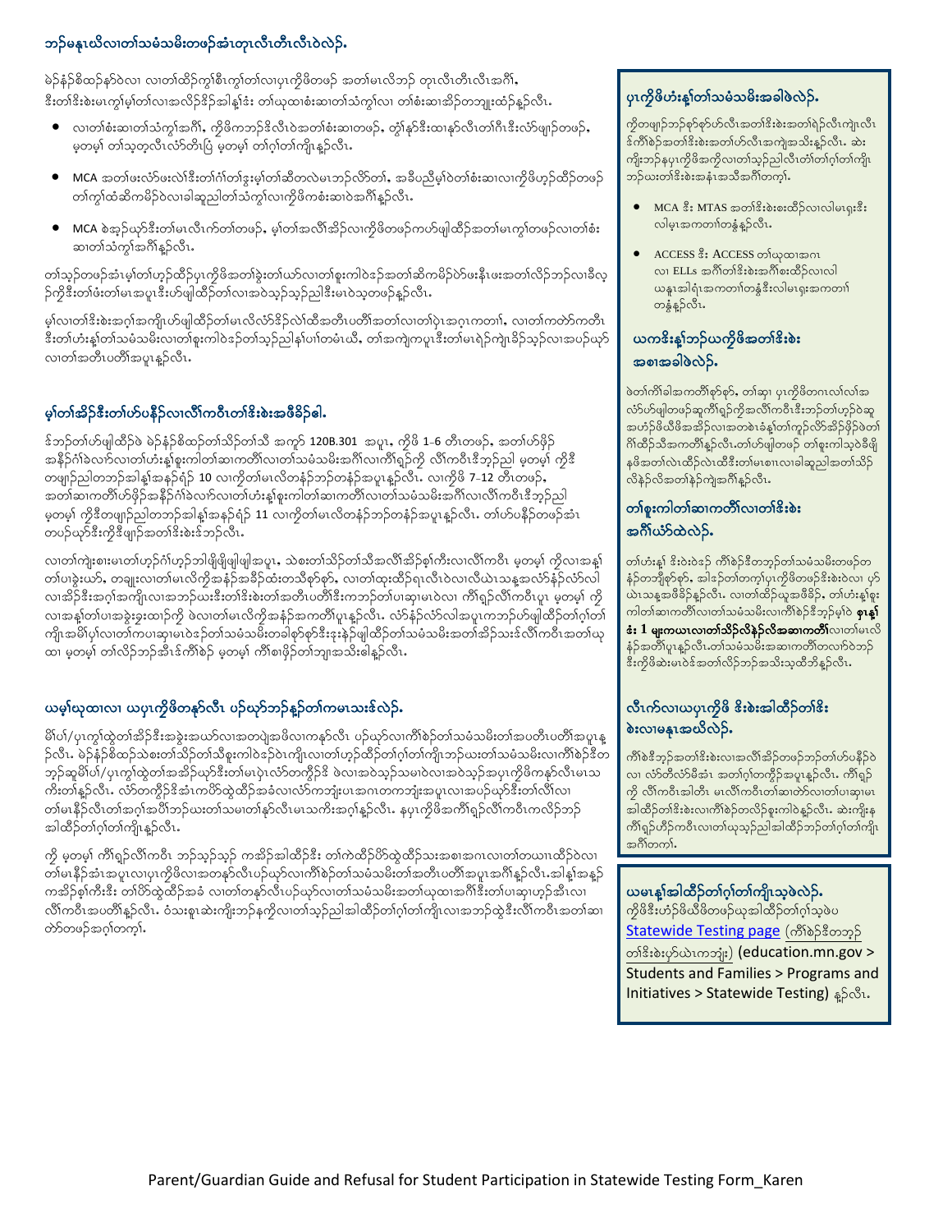## ဘဉ်မနုၤဃိလၢတၢ်သမံသမိးတဖဉ်အံၤတုၤလီၤတီၤလီၤဝဲလဲဉ်.

မဲဉ်နံဉ်စိထဉ်နၥ်ဝဲလၢ လၢတၢ်ထိဉ်ကွၢ်စီၤကွၢ်တၢ်လၢပှၤကိုဖိတဖဉ် အတၢ်မၤလိဘဉ် တုၤလီၤတီၤလီၤအဂီၢ်, ဒီးတၢ်ဒိးစဲးမၤကွၢ်မ့ၢ်တၢ်လၢအလိဉ်ဒိဉ်အါန့ၢ်ဒံး တၢ်ဃုထၢစံးဆၢတၢ်သံကွၢ်လၢ တၢ်စံးဆၢအိဉ်တဘျုးထံဉ်န့ဉ်လီၤ.

- လၢတၢ်စံးဆၢတၢ်သံကွၢ်အဂီၢ်, ကိုဖိကဘဉ်ဒိလီၤဝဲအတၢ်စံးဆၢတဖဉ်, တ့ၢ်နှာ်ဒီးထၢနှာ်လီၤတၢ်ဂီၤဒီးလံာ်ဖျာဉ်တဖဉ်, မ့တမ့ၢ် တၢ်သူတ့လီၤလံာ်တိၤပြံ မ့တမ့ၢ် တၢ်ဂ့ၢ်တၢ်ကျိၤန့ဉ်လီၤ.
- MCA အတၢ်ဖးလံာ်ဖးလဲၢ်ဒီးတၢ်ဂံၢ်တၢ်ဒွးမ့ၢ်တၢ်ဆီတလဲမၤဘဉ်လိာ်တၢ်, အခီပညီမ့ၢ်ဝဲတၢ်စံးဆၢလၢကိုဖိဟ့ဉ်ထိဉ်တဖဉ် တၢ်ကွၢ်ထံဆိကမိဉ်ဝဲလၢခါဆူညါတၢ်သံကွၢ်လၢကိုဖိကစံးဆၢဝဲအဂီၢ်န့ဉ်လီၤ.
- MCA စဲအ့ဉ်ယှာ်ဒီးတၢ်မၤလီၤကံာ်တဖဉ်, မ့ၢ်တၢ်အလီၢ်အိဉ်လၢကိုဖိတဖဉ်ကဟ်ဖျါထိဉ်အတၢ်မၤကွၢ်တဖဉ်လၢတၢ်စံးဆၢတၢ်သံကွၢ်အဂီၢ်န့ဉ်လီၤ.

တၢ်သ့ဉ်တဖဉ်အံၤမ့ၢ်တၢ်ဟ့ဉ်ထိဉ်ပှၤကိုဖိအတၢ်ခွဲးတၢ်ယာ်လၢတၢ်စူးကါဝဲဒ်အတၢ်ဆိကမိဉ်ဝံာ်ဖးနီၤဖးအတၢ်လိဉ်ဘဉ်လၢခီလ့ဉ်ကိုဒီးတၢ်ဖံးတၢ်မၤအပူၤဒီးဟ်ဖျါထိဉ်တၢ်လၢအဝဲသ့ဉ်သ့ဉ်ညါဒီးမၤဝဲသ့တဖဉ်န့ဉ်လီၤ.

မ့ၢ်လၢတၢ်ဒိးစဲးအဂ့ၢ်အကျိၤဟ်ဖျါထိဉ်တၢ်မၤလိလံာ်ခိဉ်လဲၢ်ထီအတီၤပတီၢ်အတၢ်လၢတၢ်ပှဲၤအဂ့ၤကတၢၢ်, လၢတၢ်ကတဲာ်ကတီၤဒီးတၢ်ဟံးန့ၢ်တၢ်သမံသမိးလၢတၢ်စူးကါဝဲဒ်တၢ်သ့ဉ်ညါနၢ်ပၢၢ်တမံၤဃီ, တၢ်အကျဲကပူၤဒီးတၢ်မၤရဲဉ်ကျဲၤခိဉ်သ့ဉ်လၢအပဉ်ယှာ်လၢတၢ်အတီၤပတီၢ်အပူၤန့ဉ်လီၤ.

## မ့ၢ်တၢ်အိဉ်ဒီးတၢ်ဟ်ပနီဉ်လၢလီၢ်ကတီၤတၢ်ဒိးစဲးအဖီခိဉ်ဓါ.

ဒ်ဘဉ်တၢ်ဟ်ဖျါထိဉ်ဖဲ မဲဉ်နံဉ်စိထဉ်တၢ်သိဉ်တၢ်သိ အကူာ် 120B.301 အပူၤ, ကိုဖိ 1–6 တီၤတဖဉ်, အတၢ်ဟ်ဖိုဉ်အနိဉ်ဂံၢ်ခဲလာ်လၢတၢ်ဟံးန့ၢ်စူးကါတၢ်ဆၢကတီၢ်လၢတၢ်သမံသမိးအဂီၢ်လၢကိၢ်ရှဉ်ကို လီၢ်ကတီၤဒီဘ့ဉ်ညါ မ့တမ့ၢ် ကိုဒီတဖျာဉ်ညါတဘ့ဉ်အါန့ၢ်အနဉ်ရံဉ် 10 လၢကိုတၢ်မၤလိတနံဉ်ဘဉ်တနံဉ်အပူၤန့ဉ်လီၤ. လၢကိုဖိ 7–12 တီၤတဖဉ်, အတၢ်ဆၢကတီၢ်ဟ်ဖိုဉ်အနိဉ်ဂံၢ်ခဲလာ်လၢတၢ်ဟံးန့ၢ်စူးကါတၢ်ဆၢကတီၢ်လၢတၢ်သမံသမိးအဂီၢ်လၢလီၢ်ကတီၤဒီဘ့ဉ်ညါ မ့တမ့ၢ် ကိုဒီတဖျာဉ်ညါတဘ့ဉ်အါန့ၢ်အနဉ်ရံဉ် 11 လၢကိုတၢ်မၤလိတနံဉ်ဘဉ်တနံဉ်အပူၤန့ဉ်လီၤ. တၢ်ဟ်ပနီဉ်တဖဉ်အံၤ တပဉ်ယှာ်ဒီးကိုဒီဖျာဉ်အတၢ်ဒိးစဲးဒ်ဘဉ်လီၤ.

လၢတၢ်ကျဲးစၢးမၤတၢ်ဟ့ဉ်ဂံၢ်ဟ့ဉ်ဘါဖိုဖိုဖျါဖျါအပူၤ, သဲစးတၢ်သိဉ်တၢ်သိအလီၢ်အိဉ်စ့ၢ်ကီးလၢလီၢ်ကတီၤ မ့တမ့ၢ် ကိုလၢအန့ၢ်တၢ်ပၢခွဲးယာ်, တချုးလၢတၢ်မၤလိကိုအနံဉ်အခိဉ်ထံးတသိစ့ာ်စ့ာ်, လၢတၢ်ထုးထိဉ်ရၤလီၤဝဲလၢလိယဲၤသန္နအလံာ်နံဉ်လံာ်လါလၢအိဉ်ဒီးအဂ့ၢ်အကျိၤလၢအဘဉ်ယးဒီးတၢ်ဒိးစဲးတၢ်အတီၤပတီၢ်ဒီးကဘဉ်တၢ်ပၢဆှာမၤဝဲလၢ ကိၢ်ရှဉ်လီၢ်ကဝီၤပူၤ မ့တမ့ၢ် ကိုလၢအန့ၢ်တၢ်ပၢအခွဲးဒူးထၢဉ်ကို ဖဲလၢတၢ်မၤလိကိုအနံဉ်အကတီၢ်ပူၤန့ဉ်လီၤ. လံာ်နံဉ်လံာ်လါအပူၤကဘဉ်ဟ်ဖျါထိဉ်တၢ်ဂ့ၢ်တၢ်ကျိၤအမိါပှၢ်လၢတၢ်ကပၢဆှာမၤဝဲဒ်တၢ်သမံသမိးတခါစ့ၢ်စ့ၢ်ဒီးဒုးနဲဉ်ဖျါထိဉ်တၢ်သမံသမိးအတၢ်အိဉ်သးဒ်လီၢ်ကတီၤအတၢ်ဃုထၢ မ့တမ့ၢ် တၢ်လိဉ်ဘဉ်အီၤဒ်ကိၢ်စဲဉ် မ့တမ့ၢ် ကိၢ်စၢဖိုဉ်တၢ်ဘျၢအသိးဓါန့ဉ်လီၤ.

## ယမ့ၢ်ဃုထၢလၢ ယပှၤကိုဖိတနာ်လီၤ ပဉ်ယှာ်ဘဉ်န့ဉ်တၢ်ကမၤသးဒ်လဲဉ်.

မိၢ်ပၢ်/ပှၤကွၢ်ထွဲတၢ်အိဉ်ဒီးအခွဲးအယာ်လၢအတပျဲအဖိလၢကနာ်လီၤ ပဉ်ယှာ်လၢကိၢ်စဲဉ်တၢ်သမံသမိးတၢ်အပတီၢ်ပတီၢ်အပူၤန့ဉ်လီၤ. မဲဉ်နံဉ်စိထဉ်သဲစးတၢ်သိဉ်တၢ်သိမ့ၢ်စူးကါဝဲဒ်ဝဲၤကျိၤလၢတၢ်ဟ့ဉ်ထိဉ်တၢ်ဂ့ၢ်တၢ်ကျိၤဘဉ်ယးတၢ်သမံသမိးလၢကိၢ်စဲဉ်ဒီတဘ့ဉ်ဆူမိၢ်ပၢ်/ပှၤကွၢ်ထွဲတၢ်အအိဉ်ယှာ်ဒီးတၢ်မၤပှဲၤလံာ်တကွိဉ်ဒိ ဖဲလၢအဝဲသ့ဉ်သမၤဝဲလၢအဝဲသ့ဉ်အပှၤကိုဖိကနာ်လီၤမၤသကိးတၢ်န့ဉ်လီၤ. လံာ်တကွိဉ်ဒိအံၤကဟ်ဖျါထွဲထိဉ်အခံလၢလံာ်ကဘျံးပၤအဂၤတကဘျံးအပူၤလၢအပဉ်ယှာ်ဒီးတၢ်လီၢ်လၢတၢ်မၤနိဉ်လီၤတၢ်အဂ့ၢ်အဂိၢ်ဘဉ်ယးတၢ်သမၢတၢ်နာ်လီၤမၤသကိးအဂ့ၢ်န့ဉ်လီၤ. နပှၤကိုဖိအကိၢ်ရှဉ်လီၢ်ကဝီၤကလိဉ်ဘဉ်အါထိဉ်တၢ်ဂ့ၢ်တၢ်ကျိၤန့ဉ်လီၤ.

ကို မ့တမ့ၢ် ကိၢ်ရှဉ်လီၢ်ကဝီၤ ဘဉ်သ့ဉ်သ့ဉ် ကအိဉ်အါထိဉ်ဒီး တၢ်ကဲထိဉ်ဖိဉ်ထွဲထိဉ်သးအစၢအဂၤလၢတၢ်တယၢၤထိဉ်ဝဲလၢတၢ်မၤနိဉ်အံၤအပူၤလၢပှၤကိုဖိလၢအတနာ်လီၤပဉ်ယှာ်လၢကိၢ်စဲဉ်တၢ်သမံသမိးတၢ်အတီၤပတီၢ်အပူၤအဂီၢ်န့ဉ်လီၤ.အါန့ၢ်အန့ဉ် ကအိဉ်စ့ၢ်ကီးဒီး တၢ်ဖိဉ်ထွဲထိဉ်အခံ လၢတၢ်တနာ်လီၤပဉ်ယှာ်လၢတၢ်သမံသမိးတၢ်ဃုထၢအဂီၢ်ဒီးတၢ်ပၢဆှာဟ့ဉ်အီၤလၢလီၢ်ကတီၤအပတီၢ်န့ဉ်လီၤ. ဝံသးစူၤဆဲးကျိးဘဉ်နကိုလၢတၢ်သ့ဉ်ညါအါထိဉ်တၢ်ဂ့ၢ်တၢ်ကျိၤလၢအဘဉ်ထွဲဒီးလီၢ်ကတီၤအတၢ်ဆၢတဲာ်တဖဉ်အဂ့ၢ်တက့ၢ်.

## ပှၤကိုဖိဟံးန့ၢ်တၢ်သမံသမိးအခါဖဲလဲဉ်.

ကိုတဖျာဉ်ဘဉ်စှာ်စှာ်ဟ်လီၤအတၢ်ဒိးစဲးအတၢ်ရဲဉ်လီၤကျဲၤလီၤဒ်ကိၢ်စဲဉ်အတၢ်ဒိးစဲးအတၢ်ဟ်လီၤအကျဲအသိးန့ဉ်လီၤ. ဆဲးကျိးဘဉ်နပှၤကိုဖိအကိုလၢတၢ်သ့ဉ်ညါလီၤတံၢ်တၢ်ဂ့ၢ်တၢ်ကျိၤဘဉ်ယးတၢ်ဒိးစဲးအနံၤအသီအဂီၢ်တက့ၢ်.

- MCA ဒီး MTAS အတၢ်ဒိးစဲးထိဉ်လၢလါမၢရးဒီး လါမ့ၤအကတၢၢ်တနွံန့ဉ်လီၤ.
- ACCESS ဒီး ACCESS တၢ်ဃုထၢအဂၤလၢ ELLs အဂီၢ်တၢ်ဒိးစဲးအဂီၢ်စးထိဉ်လၢလါယနူၤအါရံၤအကတၢၢ်တနွံဒီးလါမၢရးအကတၢၢ်တနွံန့ဉ်လီၤ.

## ယကဒိးန့ၢ်ဘဉ်ယကိုဖိအတၢ်ဒိးစဲးအစၢအခါဖဲလဲဉ်.

ဖဲတၢ်ကိၢ်ခါအကတိၢ်စှာ်စှာ်, တၢ်ဆှၢ ပှၤကိုဖိတဂၤလၢ်လၢ်အလံာ်ဟ်ဖျါတဖဉ်ဆူကိၢ်ရှဉ်ကိုအလီၢ်ကဝီၤဒီးဘဉ်တၢ်ဟ့ဉ်ဝဲဆူအဟံဉ်ဖိဃီဖိအအိဉ်လၢအတစဲၤခံနံၤ်တၢ်ကူဉ်လိာ်အိဉ်ဖှိဉ်ဖဲတၢ်ဂံၢ်ထိဉ်သိအကတိၢ်န့ဉ်လီၤ.တၢ်ဟ်ဖျါတဖဉ် တၢ်စူးကါသ့ဝဲခီဖျိနဖိအတၢ်လဲၤထိဉ်လဲၤထီဒီးတၢ်မၤစၢၤလၢခါဆူညါအတၢ်သိဉ်လိနံဉ်လိအတၢ်နဲဉ်ကျဲအဂီၢ်န့ဉ်လီၤ.

## တၢ်စူးကါတၢ်ဆၢကတီၢ်လၢတၢ်ဒိးစဲးအဂီၢ်ယံာ်ထဲလဲဉ်.

တၢ်ဟံးန့ၢ် ဒိးဝဲဝဲဒဉ် ကိၢ်စဲဉ်ဒီတဘ့ဉ်တၢ်သမံသမိးတဖဉ်တနံဉ်တဘျီစှာ်စှာ်, အါဒ်တၢ်တကွၢ်ပှၤကိုဖိတဖဉ်ဒိးစဲးဝဲလၢ ဟ့ဉ်ယဲၤသန္နအဖီခိဉ်န့ဉ်လီၤ. လၢတၢ်ထိဉ်ယူအဖီခိဉ်, တၢ်ဟံးန့ၢ်စူးကါတၢ်ဆၢကတီၢ်လၢတၢ်သမံသမိးလၢကိၢ်စဲဉ်ဒီဘ့ဉ်မ့ၢ်ဝဲ **ဖှၤန့ၢ် ဖံး 1 ဖျးကယၤလၢတၢ်သိဉ်လိနံဉ်လိအဆၢကတီၢ်**လၢတၢ်မၤလိနံဉ်အတီၢ်ပူၤန့ဉ်လီၤ.တၢ်သမံသမိးအဆၢကတီၢ်တလၢာ်ဝဲဘဉ်ဒီးကိုဖိဆဲးမၤဝဲဒ်အတၢ်လိဉ်ဘဉ်အသိးသ့ထိဘ်န့ဉ်လီၤ.

## လီၤက်လၢယပှၤကိုဖိ ဒိးစဲးအါထိဉ်တၢ်ဒိးစဲးလၢမနုၤအဃိလဲဉ်.

ကိၢ်စဲဉ်ဒီဘ့ဉ်အတၢ်ဒိးစဲးလၢအလီၢ်အိဉ်တဖဉ်ဘဉ်တၢ်ဟ်ပနီဉ်ဝဲလၢ လံာ်တီလံာ်မီအံၤ အတၢ်ဂ့ၢ်တကွိဉ်အပူၤန့ဉ်လီၤ. ကိၢ်ရှဉ်ကို လီၢ်ကဝီၤအါတီၤ မၤလီၢ်ကဝီၤတၢ်ဆၢတဲာ်လၢတၢ်ပၢဆှာမၤအါထိဉ်တၢ်ဒိးစဲးလၢကိၢ်စဲဉ်တလိဉ်စူးကါဝဲန့ဉ်လီၤ. ဆဲးကျိးနကိၢ်ရှဉ်ဟိဉ်ကဝီၤလၢတၢ်ဃုသ့ဉ်ညါအါထိဉ်ဘဉ်တၢ်ဂ့ၢ်တၢ်ကျိၤအဂီၢ်တက့ၢ်.

## ယမၤန့ၢ်အါထိဉ်တၢ်ဂ့ၢ်တၢ်ကျိၤသ့ဖဲလဲဉ်.

ကွိဖိဒီးဟံဉ်ဖိဃီဖိတဖဉ်ဃုအါထိဉ်တၢ်ဂ့ၢ်သ့ဖဲ [Statewide Testing page](education.mn.gov) (ကိၢ်စဲဉ်ဒီတဘ့ဉ်တၢ်ဒိးစဲးပှာ်ယဲၤကဘျုး) (education.mn.gov > Students and Families > Programs and Initiatives > Statewide Testing) န့ဉ်လီၤ.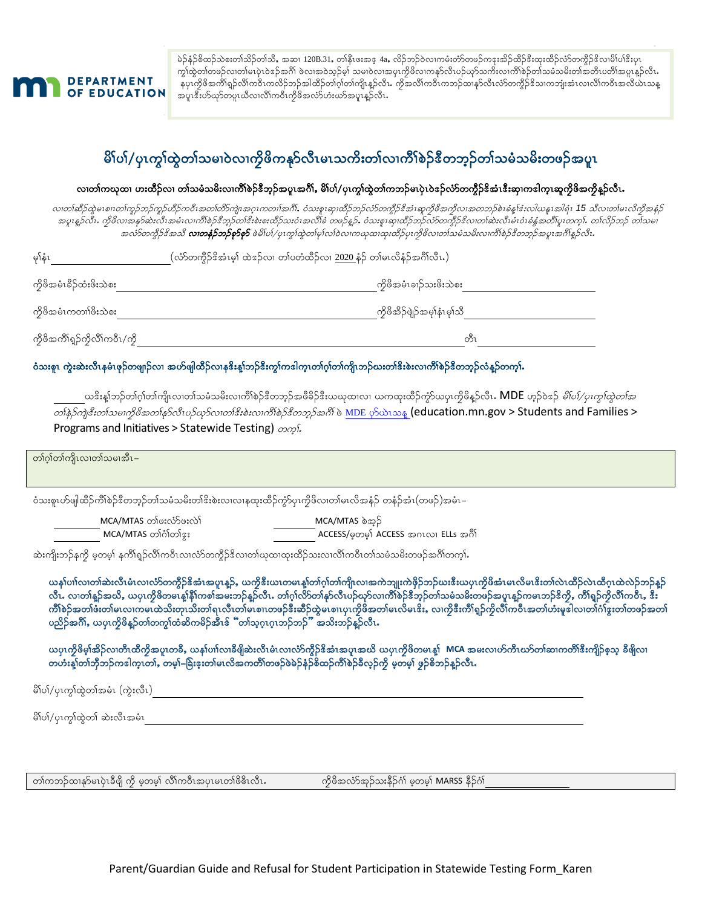**DEPARTMENT OF EDUCATION**

ဖဲဒ်နံဒ်စိထဲ့သဲစးတၢ်သိဉ်တၢ်သီ, အဆၢ 120B.31, တၢ်နီၤဖးအ‌ဒ့ 4a, လိဉ်ဘဉ်ဝဲလၢကမံးတံာ်တဖဉ်ကဒုးအိဉ်ထိဉ်ဒီးထုးထိဉ်လံာ်တကွိဉ်ဒ်လၢမိၢ်ပၢ်ဒီးပုၤကွၢ်ထွဲတၢ်တဖဉ်လၢတၢ်မၤပှဲၤဝဲဒဉ်အဂီၢ် ဖဲလၢအဝဲသ့ဉ်မ့ၢ် သမၢဝဲလၢအပုၤကိုဖိလၢကနဉ်လီၤပဉ်ယှာ်သကိးလၢကီၢ်စဲဉ်ဒီတၢ်သမံသမိးတၢ်အတီၤပတိၢ်အပူၤန့ဉ်လီၤ. နပုၤကိုဖိအကီၢ်ရှဉ်လီၢ်ကဝီၤကလိဉ်ဘဉ်ဒါထိဉ်တၢ်ဂ့ၢ်တၢ်ကျိၤန့ဉ်လီၤ. ကိုအလီၢ်ကဝီၤကဘဉ်ထၢနဉ်လီၤလံာ်တကွိဉ်ဒ်သၢကဘျုးအံၤလၢလီၢ်ကဝီၤအလီယဲၤသန့အပူၤဒီးဟ်ယှာ်တပူၤယီလၢလီၢ်ကဝီၤကိုဖိအလံာ်ဟံးဃာ်အပူၤန့ဉ်လီၤ.

# မိၢ်ပၢ်/ပုၤကွၢ်ထွဲတၢ်သမၢဝဲလၢကိုဖိကနဉ်လီၤမၤသကိးတၢ်လၢကီၢ်စဲဉ်ဒီတဘ့ဉ်တၢ်သမံသမိးတဖဉ်အပူၤ

**လၢတၢ်ကဃုထၢ ဟးထိဉ်လၢ တၢ်သမံသမိးလၢကီၢ်စဲဉ်ဒီဘ့ဉ်အပူၤအဂီၢ်, မိၢ်ပၢ်/ပုၤကွၢ်ထွဲတၢ်ကဘဉ်မၤပှဲၤဝဲဒဉ်လံာ်တကွိဉ်ဒ်အံၤဒီးဆှၢကဒါက့ၤဆူကိုဖိအကိုန့ဉ်လီၤ.**

*လၢတၢ်ဆိဉ်ထွဲမၤစၢၤတၢ်ကူဉ်ဘဉ်ကူဉ်ဟိဉ်ကဝီၤအတၢ်တိာ်ကျဲၤအဂ့ၤကတၢၢ်အဂီၢ်, ဝံသးစူၤဆှၢထိဉ်ဘဉ်လံာ်တကွိဉ်ဒ်အံၤဆူကိုဖိအကိုလၢအတဘဉ်စဲခံနံၤ်းလါယနူၤအါရံၤ 15 သီလၢတၢ်မၤလိကိုအနံဉ်အပူၤန့ဉ်လီၤ. ကိုဖိလၢအနဉ်ဆဲးလီၤအမံၤလၢကီၢ်စဲဉ်ဒီဘ့ဉ်တၢ်ဒိးစဲးစးထိဉ်သးဝံၤအလီၢ်ခံ တဖဉ်နဉ်, ဝံသးစူၤဆှၢထိဉ်ဘဉ်လံာ်တကွိဉ်ဒ်လၢတၢ်ဆဲးလီၤမံၤဝံၤခံနံ့အတိၢ်ပူၤတက့ၢ်. တၢ်လိဉ်ဘဉ် တၢ်သမၢအလံာ်တကွိဉ်ဒ်အသီ* ***လၢတနံဉ်ဘဉ်စုာ်စုာ်*** *ဖဲမိၢ်ပၢ်/ပုၤကွၢ်ထွဲတၢ်မ့ၢ်လၢ်ဝဲလၢကဃုထၢထုးထိဉ်ပုၤကိုဖိလၢတၢ်သမံသမိးလၢကီၢ်စဲဉ်ဒီတဘ့ဉ်အပူၤအဂီၢ်န့ဉ်လီၤ.*

မ့ၢ်နံၤ ______________________ (လံာ်တကွိဉ်ဒ်အံၤမ့ၢ် ထဲဒဉ်လၢ တၢ်ပတံထိဉ်လၢ 2020 နံဉ် တၢ်မၤလိနံဉ်အဂီၢ်လီၤ.)

ကိုဖိအမံၤခိဉ်ထံးဖိးသဲစး ______________________ ကိုဖိအမံၤခၢဉ်သးဖိးသဲစး ______________________

ကိုဖိအမံၤကတၢၢ်ဖိးသဲစး ______________________ ကိုဖိအိဉ်ဖျဲဉ်အမုၢ်နံၤမုၢ်သီ ______________________

ကိုဖိအကီၢ်ရှဉ်ကိုလီၢ်ကဝီၤ/ကို ______________________ တီၤ ______________________

**ဝံသးစူၤ ကွဲးဆဲးလီၤနမံၤဖှဉ်တဖျာဉ်လၢ အဟ်ဖျါထိဉ်လၢနဒိးန့ၢ်ဘဉ်ဒီးကွၢ်ကဒါက့ၤတၢ်ဂ့ၢ်တၢ်ကျိၤဘဉ်ဃးတၢ်ဒိးစဲးလၢကီၢ်စဲဉ်ဒီတဘ့ဉ်လံနူဉ်တက့ၢ်.**

______ ယဒိးန့ၢ်ဘဉ်တၢ်ဂ့ၢ်တၢ်ကျိၤလၢတၢ်သမံသမိးလၢကီၢ်စဲဉ်ဒီတဘ့ဉ်အဖီခိဉ်ဒီးယဃုထၢလၢ ယကထုးထိဉ်ကွံာ်ယပုၤကိုဖိန့ဉ်လီၤ. MDE ဟ့ဉ်ဝဲဒဉ် *မိၢ်ပၢ်/ပုၤကွၢ်ထွဲတၢ်အတၢ်နဲဉ်ကျဲဒီးတၢ်သမၢကိုဖိအတၢ်နဉ်လီၤပဉ်ယှာ်လၢတၢ်ဒိးစဲးလၢကီၢ်စဲဉ်ဒီတဘ့ဉ်အဂီၢ်* ဖဲ MDE ပှာ်ယဲၤသန့ (education.mn.gov > Students and Families > Programs and Initiatives > Statewide Testing) *တက့ၢ်.*

တၢ်ဂ့ၢ်တၢ်ကျိၤလၢတၢ်သမၢအီၤ–

ဝံသးစူၤဟ်ဖျါထိဉ်ကီၢ်စဲဉ်ဒီတဘ့ဉ်တၢ်သမံသမိးတၢ်ဒိးစဲးလၢလၢနထုးထိဉ်ကွံာ်ပုၤကိုဖိလၢတၢ်မၤလိအနံဉ် တနံဉ်အံၤ(တဖဉ်)အမံၤ–

______ MCA/MTAS တၢ်ဖးလံာ်ဖးလဲၢ် ______ MCA/MTAS စဲအ့ဉ်
______ MCA/MTAS တၢ်ဂံၢ်တၢ်ဒွး ______ ACCESS/မ့တမ့ၢ် ACCESS အဂၤလၢ ELLs အဂီၢ်

ဆဲးကျိးဘဉ်နကို မ့တမ့ၢ် နကီၢ်ရှဉ်လီၢ်ကဝီၤလၢလံာ်တကွိဉ်ဒ်လၢတၢ်ဃုထၢထုးထိဉ်သးလၢလီၢ်ကဝီၤတၢ်သမံသမိးတဖဉ်အဂီၢ်တက့ၢ်.

**ယနၢ်ပၢၢ်လၢတၢ်ဆဲးလီၤမံၤလၢလံာ်တကွိဉ်ဒ်အံၤအပူၤန့ဉ်, ယကိုဒီးယၢၤတမၤန့ၢ်တၢ်ဂ့ၢ်တၢ်ကျိၤလၢအကဲဘျုးကဲဖှိဉ်ဘဉ်ဃးဒီးယပုၤကိုဖိအံၤမၤလိမၤဒိးတၢ်လဲၤထိဉ်လဲၤထီဉ်ဂူၤထဲလဲဉ်ဘဉ်နူဉ်လီၤ. လၢတၢ်နူဉ်အဃိ, ယပုၤကိုဖိတမၤန့ၢ်နီၢ်ကစၢ်အမးဘဉ်နူဉ်လီၤ. တၢ်ဂ့ၢ်လိာ်တၢ်နဉ်လီၤပဉ်ယှာ်လၢကီၢ်စဲဉ်ဒီဘ့ဉ်တၢ်သမံသမိးတဖဉ်အပူၤနူဉ်ကမၤဘဉ်ဒိကို, ကီၢ်ရှဉ်ကိုလီၢ်ကဝီၤ, ဒီးကီၢ်စဲဉ်အတၢ်ဖံးတၢ်မၤလၢကမၤထဲသိးတုၤသိးတၢ်ရၤလီၤတၢ်မၤစၢၤတဖဉ်ဒီးဆီဉ်ထွဲမၤစၢၤပုၤကိုဖိအတၢ်မၤလိမၤဒိး, လၢကိုဒီးကီၢ်ရှဉ်ကိုလီၢ်ကဝီၤအတၢ်ဟံးမူဒါလၢတၢ်ဂံၢ်ဒွးတၢ်တဖဉ်အတၢ်ပညိဉ်အဂီၢ်, ယပုၤကိုဖိနူဉ်တၢ်တကွၢ်ထံဆိကမိဉ်အီၤဒ် "တၢ်သ့ဂူၤဂူၤဘဉ်ဘဉ်" အသိးဘဉ်နူဉ်လီၤ.**

**ယပုၤကိုဖိမ့ၢ်အိဉ်လၢတီၤထိကိုအပူၤတခီ, ယနၢ်ပၢၢ်လၢခီဖျိဆဲးလီၤမံၤလၢလံာ်ကွိဉ်ဒ်အံၤအပူၤအဃိ ယပုၤကိုဖိတမၤန့ၢ် MCA အမးလၢဟ်ကီၤဃာ်တၢ်ဆၢကတိၢ်ဒီးကျိဉ်စ့သ့ ခီဖျိလၢတဟံးန့ၢ်တၢ်ဘိဘဉ်ကဒါက့ၤတၢ်, တမ့ၢ်–ခြိုးဒ့းတၢ်မၤလိအကတိၢ်တဖဉ်ဖဲခဲဉ်နံဉ်စိထဉ်ကီၢ်စဲဉ်ခီလ့ဉ်ကို မ့တမ့ၢ် ဖှဉ်စိဘဉ်နူဉ်လီၤ.**

မိၢ်ပၢ်/ပုၤကွၢ်ထွဲတၢ်အမံၤ (ကွဲးလီၤ) ______________________

မိၢ်ပၢ်/ပုၤကွၢ်ထွဲတၢ် ဆဲးလီၤအမံၤ ______________________

တၢ်ကဘဉ်ထၢနဉ်မၤပှဲၤခီဖျိ ကို မ့တမ့ၢ် လီၢ်ကဝီၤအပှၤမၤတၢ်ဖိဓိၤလီၤ. ကိုဖိအလံာ်အှဉ်သးနီဉ်ဂံၢ် မ့တမ့ၢ် MARSS နီဉ်ဂံၢ် ______________________

Parent/Guardian Guide and Refusal for Student Participation in Statewide Testing Form_Karen